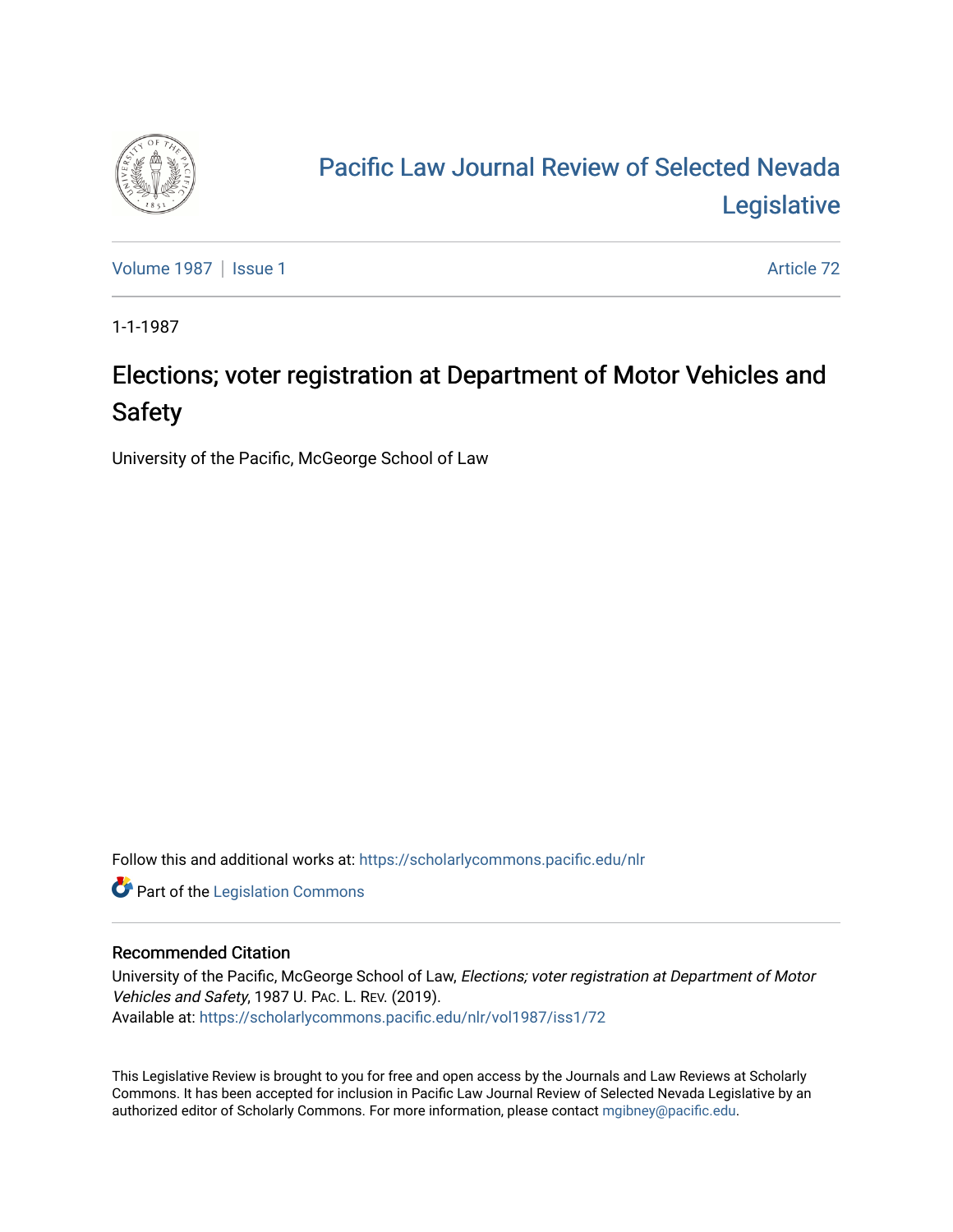# Pacific Law Journal Review of Selected Nevada Legislative

Volume 1987 | Issue 1 — Article 72

1-1-1987

## Elections; voter registration at Department of Motor Vehicles and Safety

University of the Pacific, McGeorge School of Law

Follow this and additional works at: https://scholarlycommons.pacific.edu/nlr

Part of the Legislation Commons

### Recommended Citation

University of the Pacific, McGeorge School of Law, *Elections; voter registration at Department of Motor Vehicles and Safety*, 1987 U. PAC. L. REV. (2019).
Available at: https://scholarlycommons.pacific.edu/nlr/vol1987/iss1/72

This Legislative Review is brought to you for free and open access by the Journals and Law Reviews at Scholarly Commons. It has been accepted for inclusion in Pacific Law Journal Review of Selected Nevada Legislative by an authorized editor of Scholarly Commons. For more information, please contact mgibney@pacific.edu.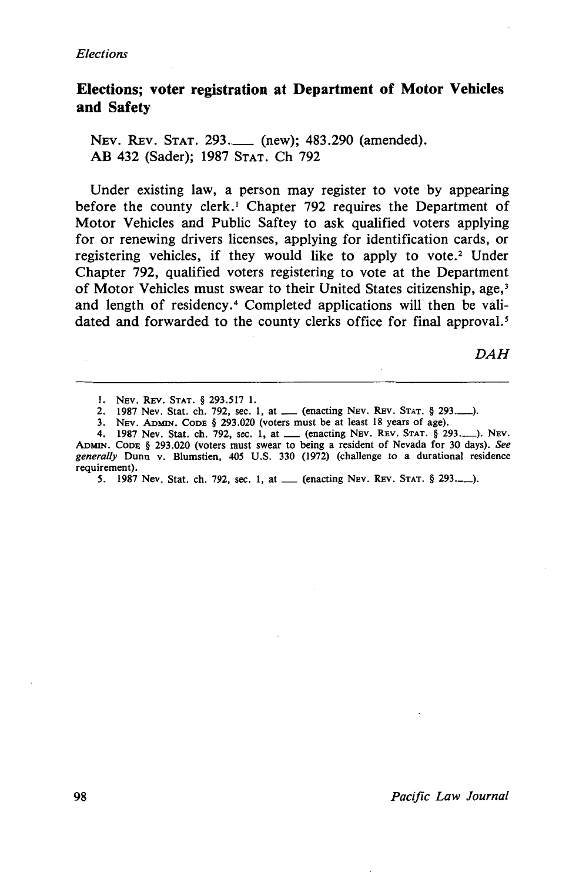*Elections*

## Elections; voter registration at Department of Motor Vehicles and Safety

NEV. REV. STAT. 293.___ (new); 483.290 (amended).
AB 432 (Sader); 1987 STAT. Ch 792

Under existing law, a person may register to vote by appearing before the county clerk.[1] Chapter 792 requires the Department of Motor Vehicles and Public Saftey to ask qualified voters applying for or renewing drivers licenses, applying for identification cards, or registering vehicles, if they would like to apply to vote.[2] Under Chapter 792, qualified voters registering to vote at the Department of Motor Vehicles must swear to their United States citizenship, age,[3] and length of residency.[4] Completed applications will then be validated and forwarded to the county clerks office for final approval.[5]

*DAH*

---

1. NEV. REV. STAT. § 293.517 1.
2. 1987 Nev. Stat. ch. 792, sec. 1, at ___ (enacting NEV. REV. STAT. § 293.___).
3. NEV. ADMIN. CODE § 293.020 (voters must be at least 18 years of age).
4. 1987 Nev. Stat. ch. 792, sec. 1, at ___ (enacting NEV. REV. STAT. § 293.___). NEV. ADMIN. CODE § 293.020 (voters must swear to being a resident of Nevada for 30 days). *See generally* Dunn v. Blumstien, 405 U.S. 330 (1972) (challenge to a durational residence requirement).
5. 1987 Nev. Stat. ch. 792, sec. 1, at ___ (enacting NEV. REV. STAT. § 293.___).